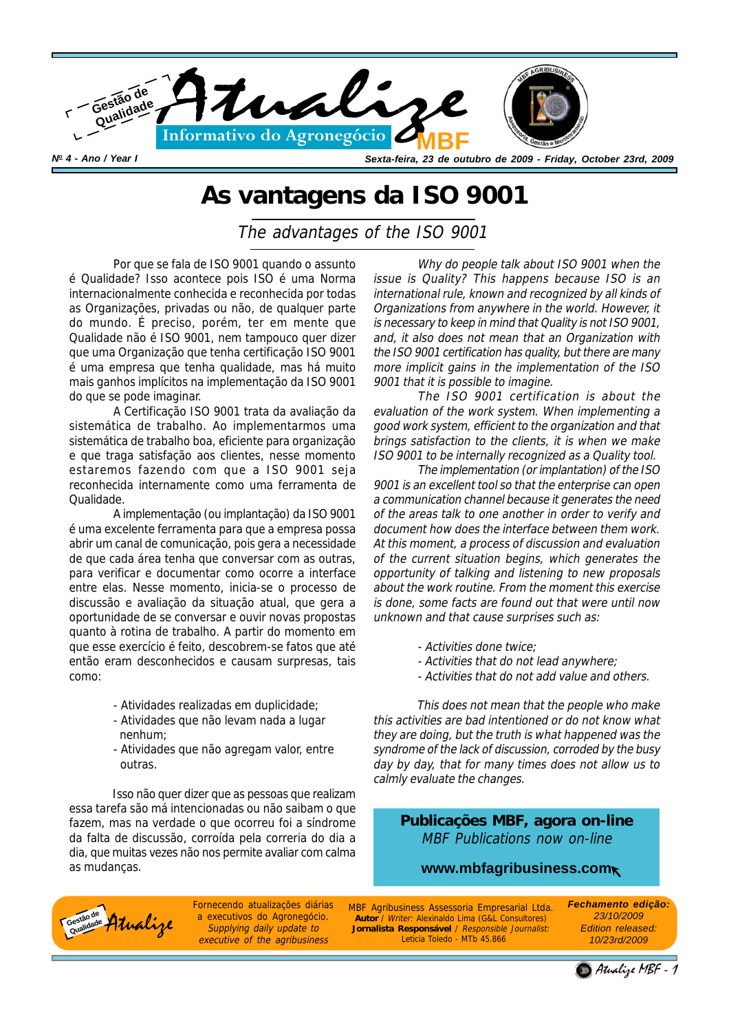Gestão de Qualidade

# Atualize

Informativo do Agronegócio **MBF**

Nº 4 - Ano / Year I

*Sexta-feira, 23 de outubro de 2009 - Friday, October 23rd, 2009*

# As vantagens da ISO 9001

*The advantages of the ISO 9001*

Por que se fala de ISO 9001 quando o assunto é Qualidade? Isso acontece pois ISO é uma Norma internacionalmente conhecida e reconhecida por todas as Organizações, privadas ou não, de qualquer parte do mundo. É preciso, porém, ter em mente que Qualidade não é ISO 9001, nem tampouco quer dizer que uma Organização que tenha certificação ISO 9001 é uma empresa que tenha qualidade, mas há muito mais ganhos implícitos na implementação da ISO 9001 do que se pode imaginar.

A Certificação ISO 9001 trata da avaliação da sistemática de trabalho. Ao implementarmos uma sistemática de trabalho boa, eficiente para organização e que traga satisfação aos clientes, nesse momento estaremos fazendo com que a ISO 9001 seja reconhecida internamente como uma ferramenta de Qualidade.

A implementação (ou implantação) da ISO 9001 é uma excelente ferramenta para que a empresa possa abrir um canal de comunicação, pois gera a necessidade de que cada área tenha que conversar com as outras, para verificar e documentar como ocorre a interface entre elas. Nesse momento, inicia-se o processo de discussão e avaliação da situação atual, que gera a oportunidade de se conversar e ouvir novas propostas quanto à rotina de trabalho. A partir do momento em que esse exercício é feito, descobrem-se fatos que até então eram desconhecidos e causam surpresas, tais como:

- Atividades realizadas em duplicidade;
- Atividades que não levam nada a lugar nenhum;
- Atividades que não agregam valor, entre outras.

Isso não quer dizer que as pessoas que realizam essa tarefa são má intencionadas ou não saibam o que fazem, mas na verdade o que ocorreu foi a síndrome da falta de discussão, corroída pela correria do dia a dia, que muitas vezes não nos permite avaliar com calma as mudanças.

*Why do people talk about ISO 9001 when the issue is Quality? This happens because ISO is an international rule, known and recognized by all kinds of Organizations from anywhere in the world. However, it is necessary to keep in mind that Quality is not ISO 9001, and, it also does not mean that an Organization with the ISO 9001 certification has quality, but there are many more implicit gains in the implementation of the ISO 9001 that it is possible to imagine.*

*The ISO 9001 certification is about the evaluation of the work system. When implementing a good work system, efficient to the organization and that brings satisfaction to the clients, it is when we make ISO 9001 to be internally recognized as a Quality tool.*

*The implementation (or implantation) of the ISO 9001 is an excellent tool so that the enterprise can open a communication channel because it generates the need of the areas talk to one another in order to verify and document how does the interface between them work. At this moment, a process of discussion and evaluation of the current situation begins, which generates the opportunity of talking and listening to new proposals about the work routine. From the moment this exercise is done, some facts are found out that were until now unknown and that cause surprises such as:*

- *Activities done twice;*
- *Activities that do not lead anywhere;*
- *Activities that do not add value and others.*

*This does not mean that the people who make this activities are bad intentioned or do not know what they are doing, but the truth is what happened was the syndrome of the lack of discussion, corroded by the busy day by day, that for many times does not allow us to calmly evaluate the changes.*

**Publicações MBF, agora on-line**
*MBF Publications now on-line*

**www.mbfagribusiness.com**

Fornecendo atualizações diárias a executivos do Agronegócio. *Supplying daily update to executive of the agribusiness*

MBF Agribusiness Assessoria Empresarial Ltda.
**Autor** / *Writer:* Alexinaldo Lima (G&L Consultores)
**Jornalista Responsável** / *Responsible Journalist:* Leticia Toledo - MTb 45.866

***Fechamento edição:*** *23/10/2009*
*Edition released: 10/23rd/2009*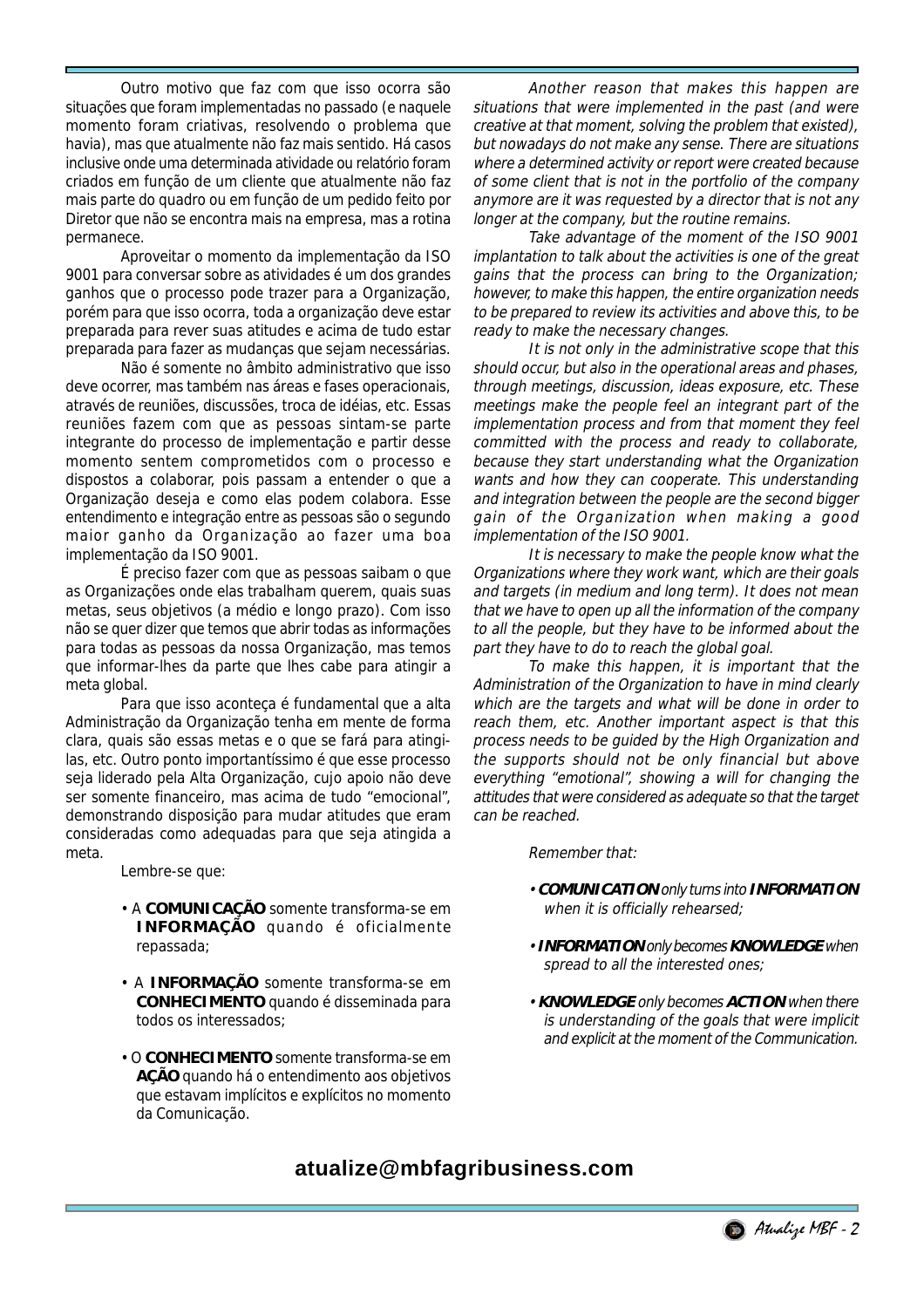Outro motivo que faz com que isso ocorra são situações que foram implementadas no passado (e naquele momento foram criativas, resolvendo o problema que havia), mas que atualmente não faz mais sentido. Há casos inclusive onde uma determinada atividade ou relatório foram criados em função de um cliente que atualmente não faz mais parte do quadro ou em função de um pedido feito por Diretor que não se encontra mais na empresa, mas a rotina permanece.

Aproveitar o momento da implementação da ISO 9001 para conversar sobre as atividades é um dos grandes ganhos que o processo pode trazer para a Organização, porém para que isso ocorra, toda a organização deve estar preparada para rever suas atitudes e acima de tudo estar preparada para fazer as mudanças que sejam necessárias.

Não é somente no âmbito administrativo que isso deve ocorrer, mas também nas áreas e fases operacionais, através de reuniões, discussões, troca de idéias, etc. Essas reuniões fazem com que as pessoas sintam-se parte integrante do processo de implementação e partir desse momento sentem comprometidos com o processo e dispostos a colaborar, pois passam a entender o que a Organização deseja e como elas podem colabora. Esse entendimento e integração entre as pessoas são o segundo maior ganho da Organização ao fazer uma boa implementação da ISO 9001.

É preciso fazer com que as pessoas saibam o que as Organizações onde elas trabalham querem, quais suas metas, seus objetivos (a médio e longo prazo). Com isso não se quer dizer que temos que abrir todas as informações para todas as pessoas da nossa Organização, mas temos que informar-lhes da parte que lhes cabe para atingir a meta global.

Para que isso aconteça é fundamental que a alta Administração da Organização tenha em mente de forma clara, quais são essas metas e o que se fará para atingi-las, etc. Outro ponto importantíssimo é que esse processo seja liderado pela Alta Organização, cujo apoio não deve ser somente financeiro, mas acima de tudo "emocional", demonstrando disposição para mudar atitudes que eram consideradas como adequadas para que seja atingida a meta.

Lembre-se que:

- A **COMUNICAÇÃO** somente transforma-se em **INFORMAÇÃO** quando é oficialmente repassada;
- A **INFORMAÇÃO** somente transforma-se em **CONHECIMENTO** quando é disseminada para todos os interessados;
- O **CONHECIMENTO** somente transforma-se em **AÇÃO** quando há o entendimento aos objetivos que estavam implícitos e explícitos no momento da Comunicação.

*Another reason that makes this happen are situations that were implemented in the past (and were creative at that moment, solving the problem that existed), but nowadays do not make any sense. There are situations where a determined activity or report were created because of some client that is not in the portfolio of the company anymore are it was requested by a director that is not any longer at the company, but the routine remains.*

*Take advantage of the moment of the ISO 9001 implantation to talk about the activities is one of the great gains that the process can bring to the Organization; however, to make this happen, the entire organization needs to be prepared to review its activities and above this, to be ready to make the necessary changes.*

*It is not only in the administrative scope that this should occur, but also in the operational areas and phases, through meetings, discussion, ideas exposure, etc. These meetings make the people feel an integrant part of the implementation process and from that moment they feel committed with the process and ready to collaborate, because they start understanding what the Organization wants and how they can cooperate. This understanding and integration between the people are the second bigger gain of the Organization when making a good implementation of the ISO 9001.*

*It is necessary to make the people know what the Organizations where they work want, which are their goals and targets (in medium and long term). It does not mean that we have to open up all the information of the company to all the people, but they have to be informed about the part they have to do to reach the global goal.*

*To make this happen, it is important that the Administration of the Organization to have in mind clearly which are the targets and what will be done in order to reach them, etc. Another important aspect is that this process needs to be guided by the High Organization and the supports should not be only financial but above everything "emotional", showing a will for changing the attitudes that were considered as adequate so that the target can be reached.*

*Remember that:*

- ***COMUNICATION** only turns into **INFORMATION** when it is officially rehearsed;*
- ***INFORMATION** only becomes **KNOWLEDGE** when spread to all the interested ones;*
- ***KNOWLEDGE** only becomes **ACTION** when there is understanding of the goals that were implicit and explicit at the moment of the Communication.*

**atualize@mbfagribusiness.com**